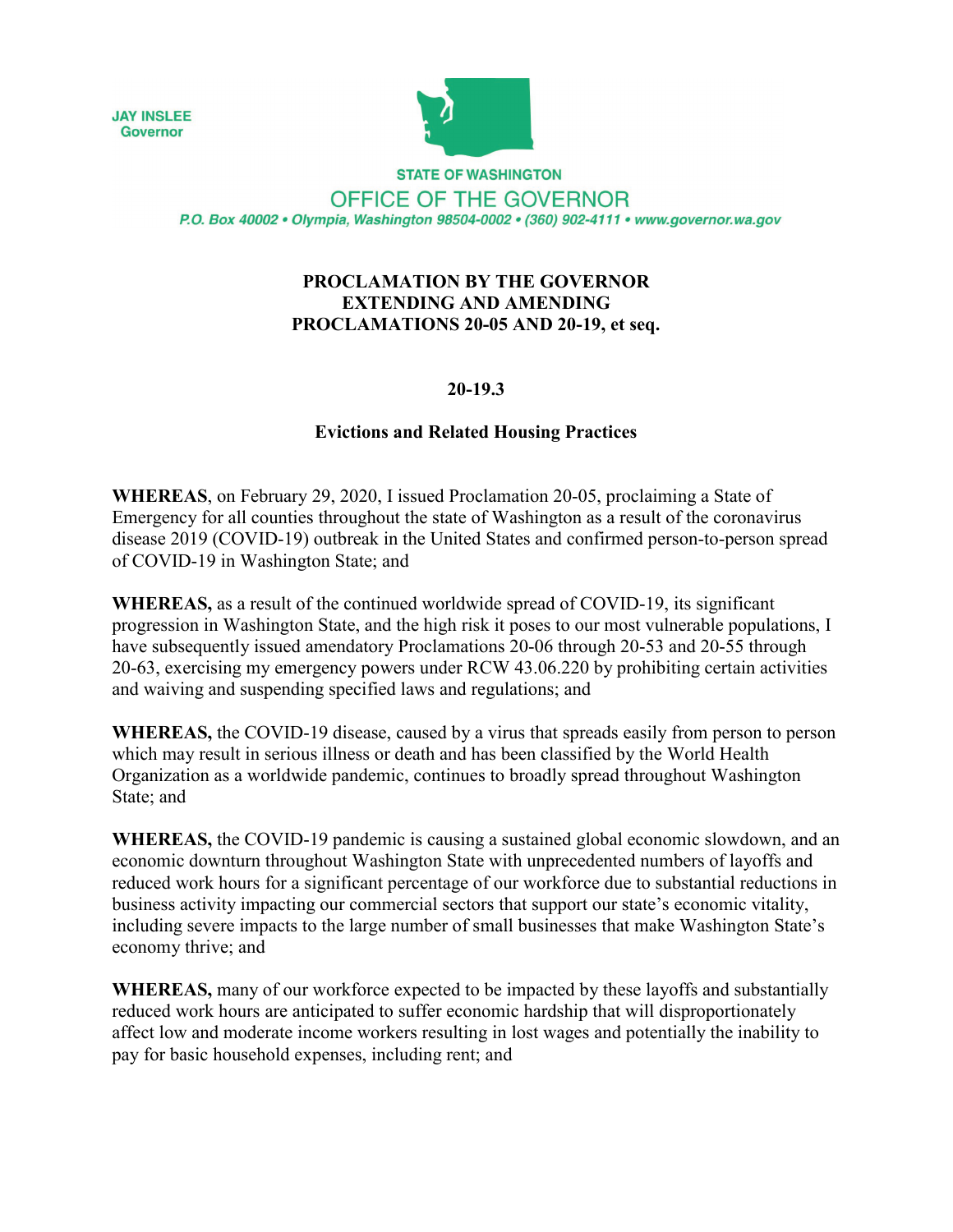JAY INSLEE
Governor

STATE OF WASHINGTON

OFFICE OF THE GOVERNOR

*P.O. Box 40002 • Olympia, Washington 98504-0002 • (360) 902-4111 • www.governor.wa.gov*

**PROCLAMATION BY THE GOVERNOR**
**EXTENDING AND AMENDING**
**PROCLAMATIONS 20-05 AND 20-19, et seq.**

**20-19.3**

**Evictions and Related Housing Practices**

**WHEREAS**, on February 29, 2020, I issued Proclamation 20-05, proclaiming a State of Emergency for all counties throughout the state of Washington as a result of the coronavirus disease 2019 (COVID-19) outbreak in the United States and confirmed person-to-person spread of COVID-19 in Washington State; and

**WHEREAS,** as a result of the continued worldwide spread of COVID-19, its significant progression in Washington State, and the high risk it poses to our most vulnerable populations, I have subsequently issued amendatory Proclamations 20-06 through 20-53 and 20-55 through 20-63, exercising my emergency powers under RCW 43.06.220 by prohibiting certain activities and waiving and suspending specified laws and regulations; and

**WHEREAS,** the COVID-19 disease, caused by a virus that spreads easily from person to person which may result in serious illness or death and has been classified by the World Health Organization as a worldwide pandemic, continues to broadly spread throughout Washington State; and

**WHEREAS,** the COVID-19 pandemic is causing a sustained global economic slowdown, and an economic downturn throughout Washington State with unprecedented numbers of layoffs and reduced work hours for a significant percentage of our workforce due to substantial reductions in business activity impacting our commercial sectors that support our state's economic vitality, including severe impacts to the large number of small businesses that make Washington State's economy thrive; and

**WHEREAS,** many of our workforce expected to be impacted by these layoffs and substantially reduced work hours are anticipated to suffer economic hardship that will disproportionately affect low and moderate income workers resulting in lost wages and potentially the inability to pay for basic household expenses, including rent; and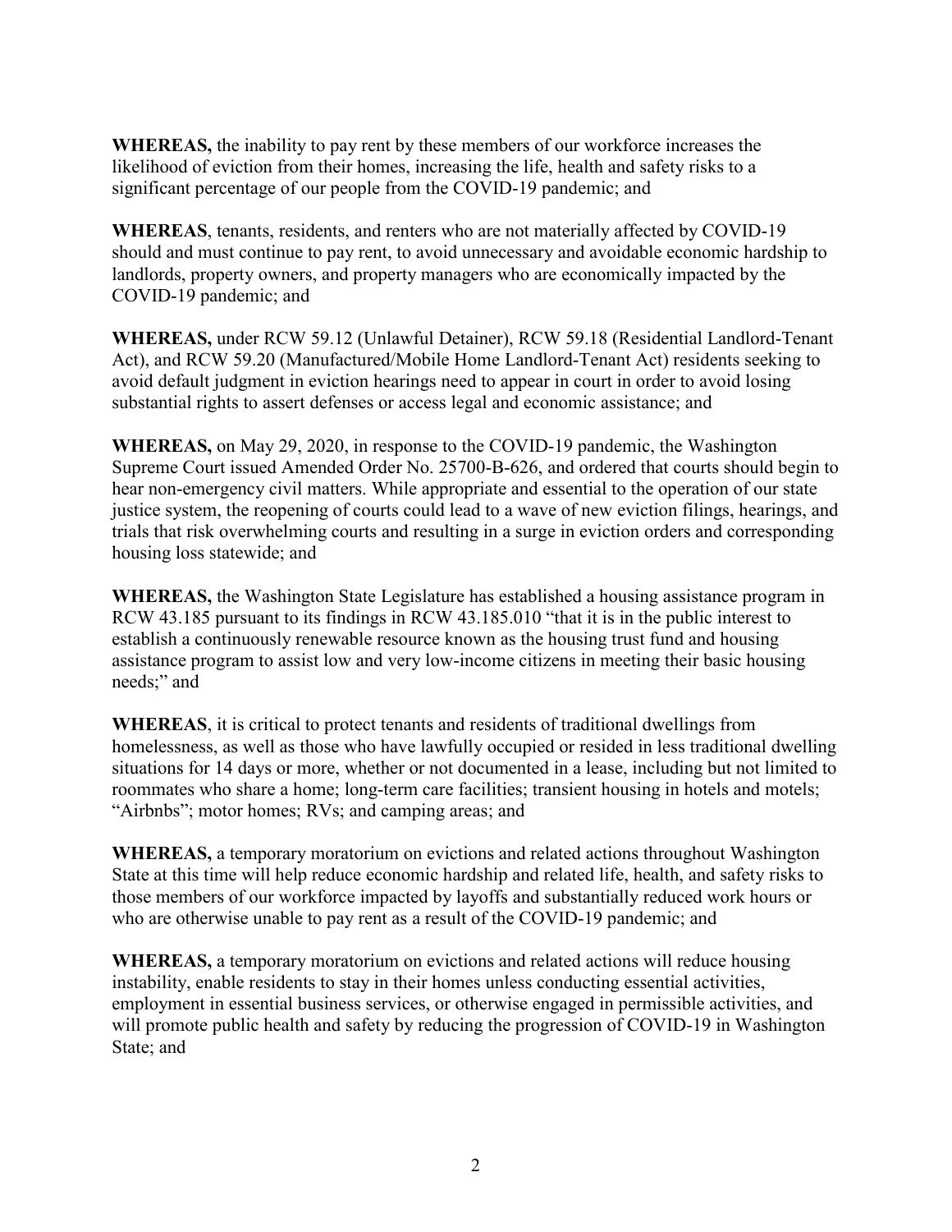**WHEREAS,** the inability to pay rent by these members of our workforce increases the likelihood of eviction from their homes, increasing the life, health and safety risks to a significant percentage of our people from the COVID-19 pandemic; and

**WHEREAS**, tenants, residents, and renters who are not materially affected by COVID-19 should and must continue to pay rent, to avoid unnecessary and avoidable economic hardship to landlords, property owners, and property managers who are economically impacted by the COVID-19 pandemic; and

**WHEREAS,** under RCW 59.12 (Unlawful Detainer), RCW 59.18 (Residential Landlord-Tenant Act), and RCW 59.20 (Manufactured/Mobile Home Landlord-Tenant Act) residents seeking to avoid default judgment in eviction hearings need to appear in court in order to avoid losing substantial rights to assert defenses or access legal and economic assistance; and

**WHEREAS,** on May 29, 2020, in response to the COVID-19 pandemic, the Washington Supreme Court issued Amended Order No. 25700-B-626, and ordered that courts should begin to hear non-emergency civil matters. While appropriate and essential to the operation of our state justice system, the reopening of courts could lead to a wave of new eviction filings, hearings, and trials that risk overwhelming courts and resulting in a surge in eviction orders and corresponding housing loss statewide; and

**WHEREAS,** the Washington State Legislature has established a housing assistance program in RCW 43.185 pursuant to its findings in RCW 43.185.010 "that it is in the public interest to establish a continuously renewable resource known as the housing trust fund and housing assistance program to assist low and very low-income citizens in meeting their basic housing needs;" and

**WHEREAS**, it is critical to protect tenants and residents of traditional dwellings from homelessness, as well as those who have lawfully occupied or resided in less traditional dwelling situations for 14 days or more, whether or not documented in a lease, including but not limited to roommates who share a home; long-term care facilities; transient housing in hotels and motels; "Airbnbs"; motor homes; RVs; and camping areas; and

**WHEREAS,** a temporary moratorium on evictions and related actions throughout Washington State at this time will help reduce economic hardship and related life, health, and safety risks to those members of our workforce impacted by layoffs and substantially reduced work hours or who are otherwise unable to pay rent as a result of the COVID-19 pandemic; and

**WHEREAS,** a temporary moratorium on evictions and related actions will reduce housing instability, enable residents to stay in their homes unless conducting essential activities, employment in essential business services, or otherwise engaged in permissible activities, and will promote public health and safety by reducing the progression of COVID-19 in Washington State; and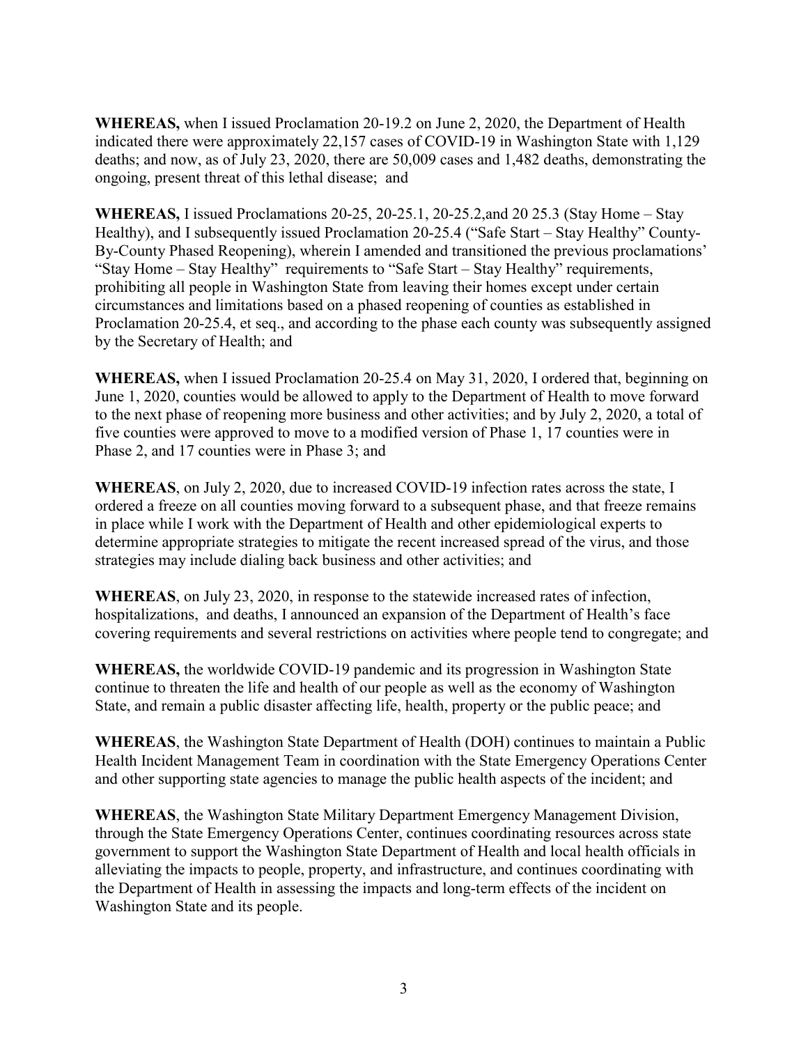**WHEREAS,** when I issued Proclamation 20-19.2 on June 2, 2020, the Department of Health indicated there were approximately 22,157 cases of COVID-19 in Washington State with 1,129 deaths; and now, as of July 23, 2020, there are 50,009 cases and 1,482 deaths, demonstrating the ongoing, present threat of this lethal disease; and

**WHEREAS,** I issued Proclamations 20-25, 20-25.1, 20-25.2,and 20 25.3 (Stay Home – Stay Healthy), and I subsequently issued Proclamation 20-25.4 ("Safe Start – Stay Healthy" County-By-County Phased Reopening), wherein I amended and transitioned the previous proclamations' "Stay Home – Stay Healthy" requirements to "Safe Start – Stay Healthy" requirements, prohibiting all people in Washington State from leaving their homes except under certain circumstances and limitations based on a phased reopening of counties as established in Proclamation 20-25.4, et seq., and according to the phase each county was subsequently assigned by the Secretary of Health; and

**WHEREAS,** when I issued Proclamation 20-25.4 on May 31, 2020, I ordered that, beginning on June 1, 2020, counties would be allowed to apply to the Department of Health to move forward to the next phase of reopening more business and other activities; and by July 2, 2020, a total of five counties were approved to move to a modified version of Phase 1, 17 counties were in Phase 2, and 17 counties were in Phase 3; and

**WHEREAS**, on July 2, 2020, due to increased COVID-19 infection rates across the state, I ordered a freeze on all counties moving forward to a subsequent phase, and that freeze remains in place while I work with the Department of Health and other epidemiological experts to determine appropriate strategies to mitigate the recent increased spread of the virus, and those strategies may include dialing back business and other activities; and

**WHEREAS**, on July 23, 2020, in response to the statewide increased rates of infection, hospitalizations, and deaths, I announced an expansion of the Department of Health's face covering requirements and several restrictions on activities where people tend to congregate; and

**WHEREAS,** the worldwide COVID-19 pandemic and its progression in Washington State continue to threaten the life and health of our people as well as the economy of Washington State, and remain a public disaster affecting life, health, property or the public peace; and

**WHEREAS**, the Washington State Department of Health (DOH) continues to maintain a Public Health Incident Management Team in coordination with the State Emergency Operations Center and other supporting state agencies to manage the public health aspects of the incident; and

**WHEREAS**, the Washington State Military Department Emergency Management Division, through the State Emergency Operations Center, continues coordinating resources across state government to support the Washington State Department of Health and local health officials in alleviating the impacts to people, property, and infrastructure, and continues coordinating with the Department of Health in assessing the impacts and long-term effects of the incident on Washington State and its people.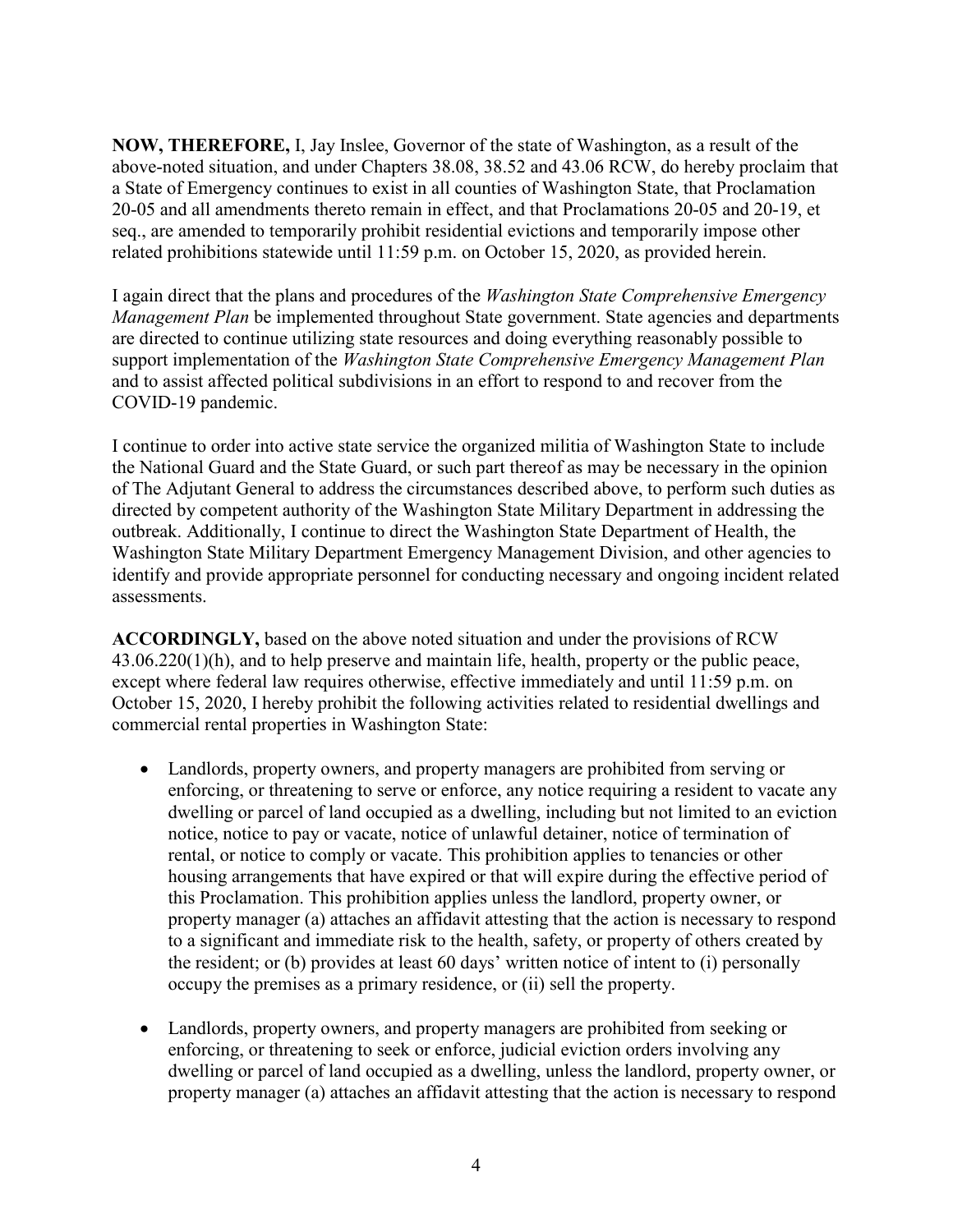**NOW, THEREFORE,** I, Jay Inslee, Governor of the state of Washington, as a result of the above-noted situation, and under Chapters 38.08, 38.52 and 43.06 RCW, do hereby proclaim that a State of Emergency continues to exist in all counties of Washington State, that Proclamation 20-05 and all amendments thereto remain in effect, and that Proclamations 20-05 and 20-19, et seq., are amended to temporarily prohibit residential evictions and temporarily impose other related prohibitions statewide until 11:59 p.m. on October 15, 2020, as provided herein.

I again direct that the plans and procedures of the *Washington State Comprehensive Emergency Management Plan* be implemented throughout State government. State agencies and departments are directed to continue utilizing state resources and doing everything reasonably possible to support implementation of the *Washington State Comprehensive Emergency Management Plan* and to assist affected political subdivisions in an effort to respond to and recover from the COVID-19 pandemic.

I continue to order into active state service the organized militia of Washington State to include the National Guard and the State Guard, or such part thereof as may be necessary in the opinion of The Adjutant General to address the circumstances described above, to perform such duties as directed by competent authority of the Washington State Military Department in addressing the outbreak. Additionally, I continue to direct the Washington State Department of Health, the Washington State Military Department Emergency Management Division, and other agencies to identify and provide appropriate personnel for conducting necessary and ongoing incident related assessments.

**ACCORDINGLY,** based on the above noted situation and under the provisions of RCW 43.06.220(1)(h), and to help preserve and maintain life, health, property or the public peace, except where federal law requires otherwise, effective immediately and until 11:59 p.m. on October 15, 2020, I hereby prohibit the following activities related to residential dwellings and commercial rental properties in Washington State:

- Landlords, property owners, and property managers are prohibited from serving or enforcing, or threatening to serve or enforce, any notice requiring a resident to vacate any dwelling or parcel of land occupied as a dwelling, including but not limited to an eviction notice, notice to pay or vacate, notice of unlawful detainer, notice of termination of rental, or notice to comply or vacate. This prohibition applies to tenancies or other housing arrangements that have expired or that will expire during the effective period of this Proclamation. This prohibition applies unless the landlord, property owner, or property manager (a) attaches an affidavit attesting that the action is necessary to respond to a significant and immediate risk to the health, safety, or property of others created by the resident; or (b) provides at least 60 days' written notice of intent to (i) personally occupy the premises as a primary residence, or (ii) sell the property.

- Landlords, property owners, and property managers are prohibited from seeking or enforcing, or threatening to seek or enforce, judicial eviction orders involving any dwelling or parcel of land occupied as a dwelling, unless the landlord, property owner, or property manager (a) attaches an affidavit attesting that the action is necessary to respond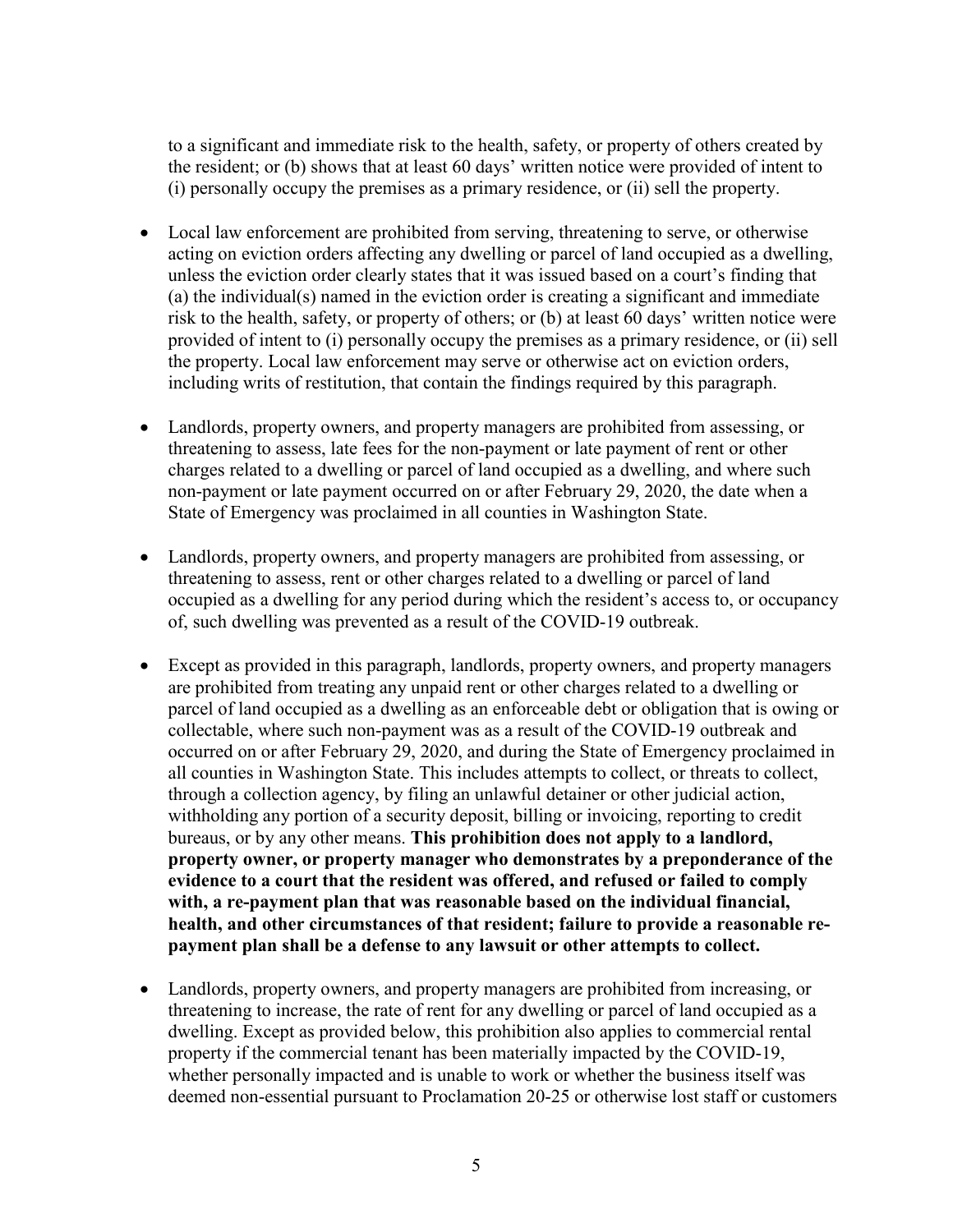to a significant and immediate risk to the health, safety, or property of others created by the resident; or (b) shows that at least 60 days' written notice were provided of intent to (i) personally occupy the premises as a primary residence, or (ii) sell the property.

- Local law enforcement are prohibited from serving, threatening to serve, or otherwise acting on eviction orders affecting any dwelling or parcel of land occupied as a dwelling, unless the eviction order clearly states that it was issued based on a court's finding that (a) the individual(s) named in the eviction order is creating a significant and immediate risk to the health, safety, or property of others; or (b) at least 60 days' written notice were provided of intent to (i) personally occupy the premises as a primary residence, or (ii) sell the property. Local law enforcement may serve or otherwise act on eviction orders, including writs of restitution, that contain the findings required by this paragraph.

- Landlords, property owners, and property managers are prohibited from assessing, or threatening to assess, late fees for the non-payment or late payment of rent or other charges related to a dwelling or parcel of land occupied as a dwelling, and where such non-payment or late payment occurred on or after February 29, 2020, the date when a State of Emergency was proclaimed in all counties in Washington State.

- Landlords, property owners, and property managers are prohibited from assessing, or threatening to assess, rent or other charges related to a dwelling or parcel of land occupied as a dwelling for any period during which the resident's access to, or occupancy of, such dwelling was prevented as a result of the COVID-19 outbreak.

- Except as provided in this paragraph, landlords, property owners, and property managers are prohibited from treating any unpaid rent or other charges related to a dwelling or parcel of land occupied as a dwelling as an enforceable debt or obligation that is owing or collectable, where such non-payment was as a result of the COVID-19 outbreak and occurred on or after February 29, 2020, and during the State of Emergency proclaimed in all counties in Washington State. This includes attempts to collect, or threats to collect, through a collection agency, by filing an unlawful detainer or other judicial action, withholding any portion of a security deposit, billing or invoicing, reporting to credit bureaus, or by any other means. **This prohibition does not apply to a landlord, property owner, or property manager who demonstrates by a preponderance of the evidence to a court that the resident was offered, and refused or failed to comply with, a re-payment plan that was reasonable based on the individual financial, health, and other circumstances of that resident; failure to provide a reasonable re-payment plan shall be a defense to any lawsuit or other attempts to collect.**

- Landlords, property owners, and property managers are prohibited from increasing, or threatening to increase, the rate of rent for any dwelling or parcel of land occupied as a dwelling. Except as provided below, this prohibition also applies to commercial rental property if the commercial tenant has been materially impacted by the COVID-19, whether personally impacted and is unable to work or whether the business itself was deemed non-essential pursuant to Proclamation 20-25 or otherwise lost staff or customers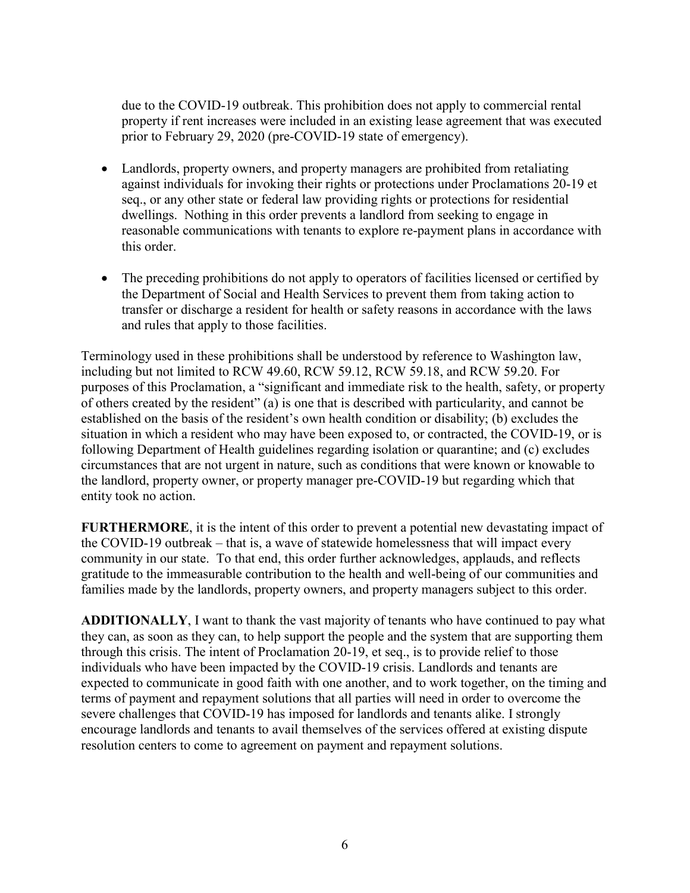due to the COVID-19 outbreak. This prohibition does not apply to commercial rental property if rent increases were included in an existing lease agreement that was executed prior to February 29, 2020 (pre-COVID-19 state of emergency).

- Landlords, property owners, and property managers are prohibited from retaliating against individuals for invoking their rights or protections under Proclamations 20-19 et seq., or any other state or federal law providing rights or protections for residential dwellings. Nothing in this order prevents a landlord from seeking to engage in reasonable communications with tenants to explore re-payment plans in accordance with this order.

- The preceding prohibitions do not apply to operators of facilities licensed or certified by the Department of Social and Health Services to prevent them from taking action to transfer or discharge a resident for health or safety reasons in accordance with the laws and rules that apply to those facilities.

Terminology used in these prohibitions shall be understood by reference to Washington law, including but not limited to RCW 49.60, RCW 59.12, RCW 59.18, and RCW 59.20. For purposes of this Proclamation, a "significant and immediate risk to the health, safety, or property of others created by the resident" (a) is one that is described with particularity, and cannot be established on the basis of the resident's own health condition or disability; (b) excludes the situation in which a resident who may have been exposed to, or contracted, the COVID-19, or is following Department of Health guidelines regarding isolation or quarantine; and (c) excludes circumstances that are not urgent in nature, such as conditions that were known or knowable to the landlord, property owner, or property manager pre-COVID-19 but regarding which that entity took no action.

**FURTHERMORE**, it is the intent of this order to prevent a potential new devastating impact of the COVID-19 outbreak – that is, a wave of statewide homelessness that will impact every community in our state. To that end, this order further acknowledges, applauds, and reflects gratitude to the immeasurable contribution to the health and well-being of our communities and families made by the landlords, property owners, and property managers subject to this order.

**ADDITIONALLY**, I want to thank the vast majority of tenants who have continued to pay what they can, as soon as they can, to help support the people and the system that are supporting them through this crisis. The intent of Proclamation 20-19, et seq., is to provide relief to those individuals who have been impacted by the COVID-19 crisis. Landlords and tenants are expected to communicate in good faith with one another, and to work together, on the timing and terms of payment and repayment solutions that all parties will need in order to overcome the severe challenges that COVID-19 has imposed for landlords and tenants alike. I strongly encourage landlords and tenants to avail themselves of the services offered at existing dispute resolution centers to come to agreement on payment and repayment solutions.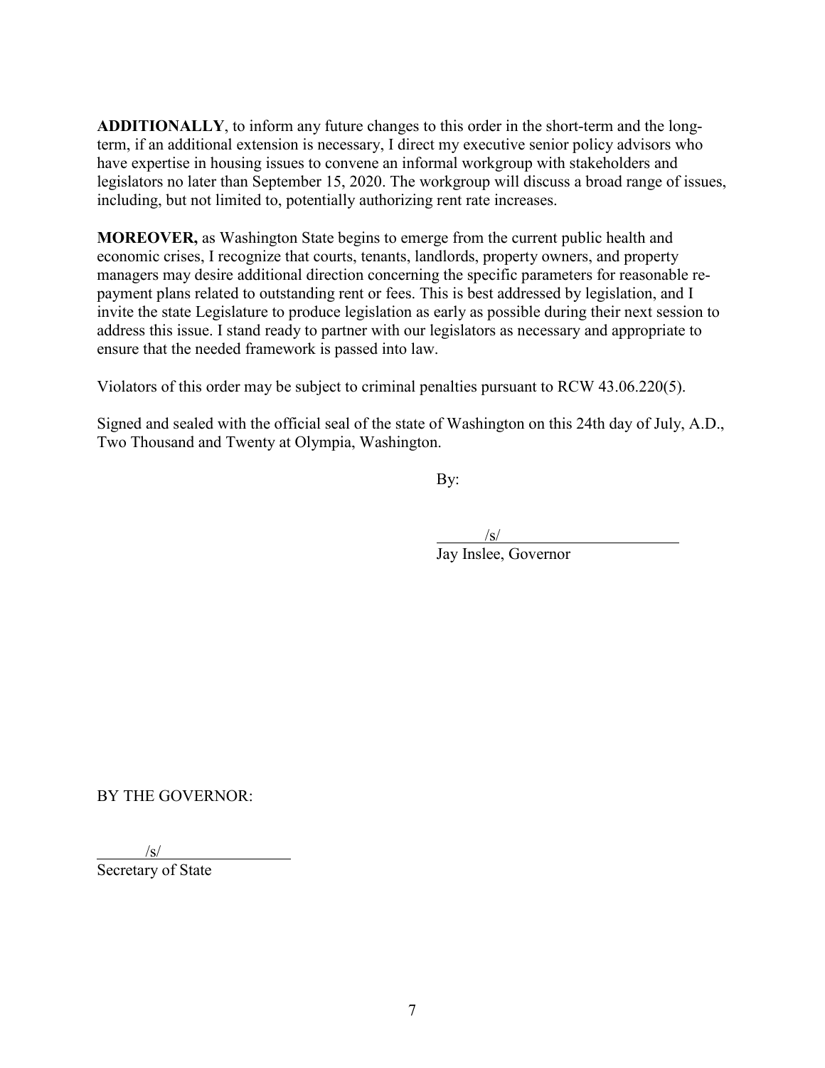**ADDITIONALLY**, to inform any future changes to this order in the short-term and the long-term, if an additional extension is necessary, I direct my executive senior policy advisors who have expertise in housing issues to convene an informal workgroup with stakeholders and legislators no later than September 15, 2020. The workgroup will discuss a broad range of issues, including, but not limited to, potentially authorizing rent rate increases.

**MOREOVER,** as Washington State begins to emerge from the current public health and economic crises, I recognize that courts, tenants, landlords, property owners, and property managers may desire additional direction concerning the specific parameters for reasonable re-payment plans related to outstanding rent or fees. This is best addressed by legislation, and I invite the state Legislature to produce legislation as early as possible during their next session to address this issue. I stand ready to partner with our legislators as necessary and appropriate to ensure that the needed framework is passed into law.

Violators of this order may be subject to criminal penalties pursuant to RCW 43.06.220(5).

Signed and sealed with the official seal of the state of Washington on this 24th day of July, A.D., Two Thousand and Twenty at Olympia, Washington.

By:

/s/

Jay Inslee, Governor

BY THE GOVERNOR:

/s/

Secretary of State